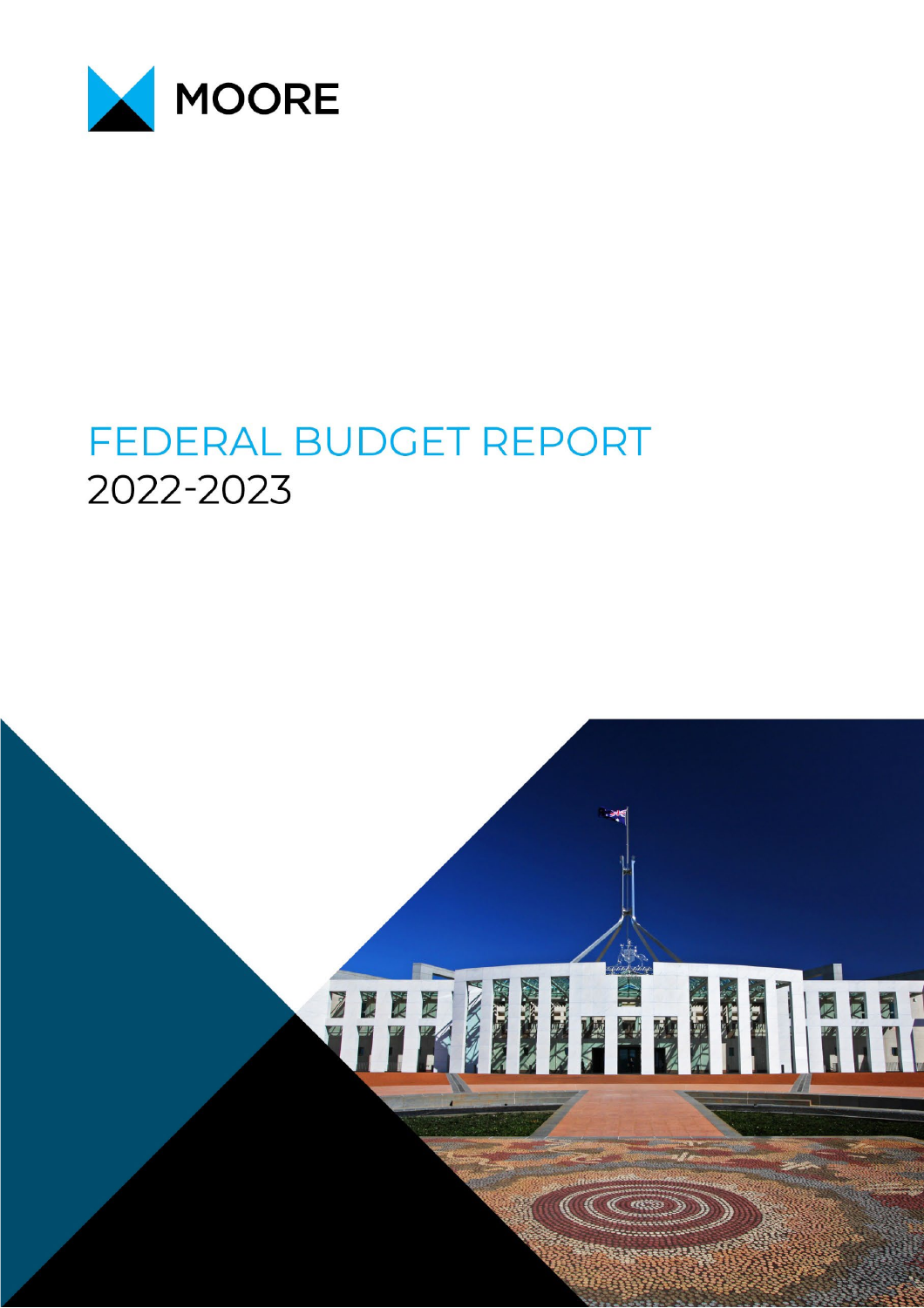MOORE

# FEDERAL BUDGET REPORT
2022-2023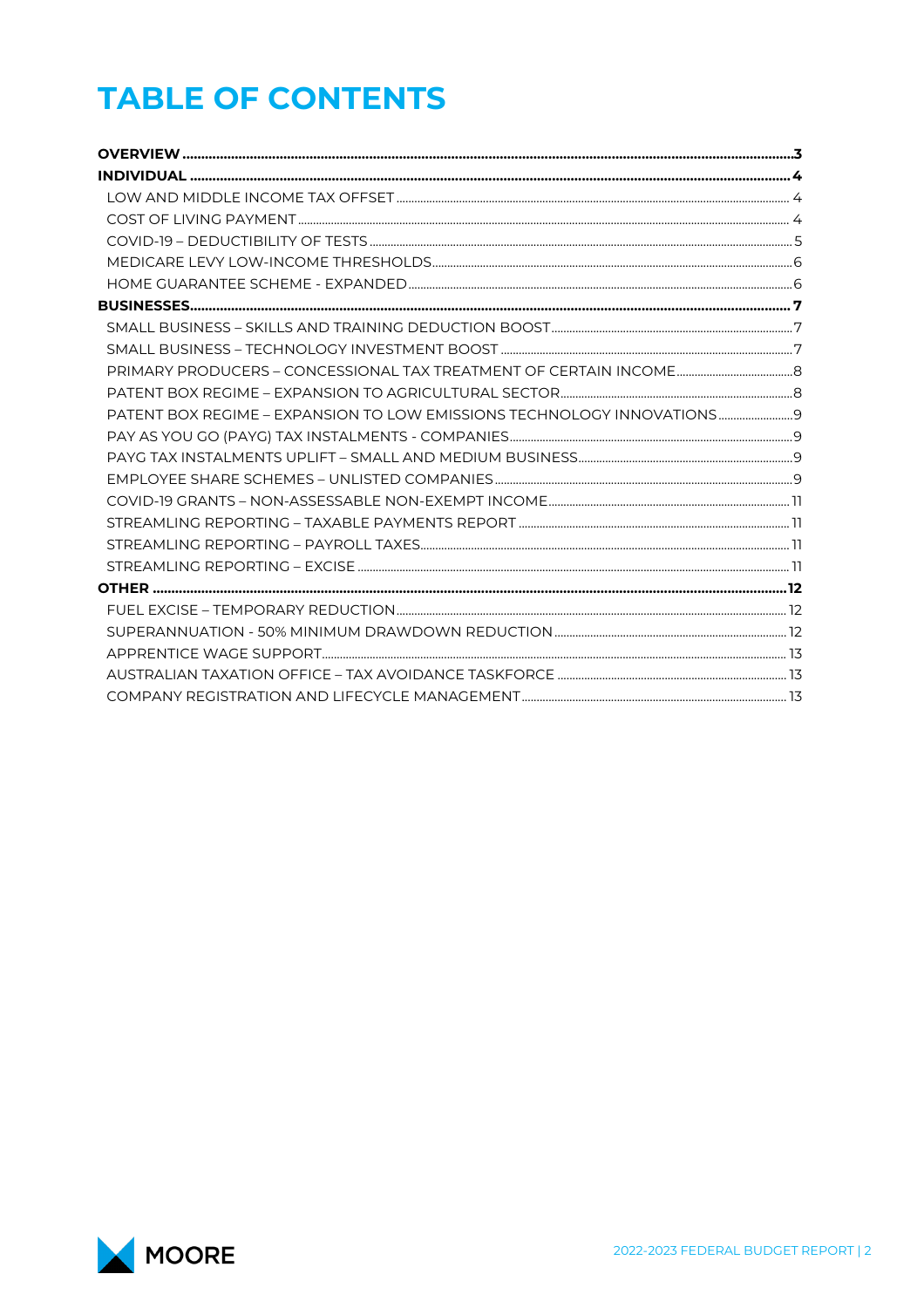# TABLE OF CONTENTS

- **OVERVIEW** ..... 3
- **INDIVIDUAL** ..... 4
  - LOW AND MIDDLE INCOME TAX OFFSET ..... 4
  - COST OF LIVING PAYMENT ..... 4
  - COVID-19 – DEDUCTIBILITY OF TESTS ..... 5
  - MEDICARE LEVY LOW-INCOME THRESHOLDS ..... 6
  - HOME GUARANTEE SCHEME - EXPANDED ..... 6
- **BUSINESSES** ..... 7
  - SMALL BUSINESS – SKILLS AND TRAINING DEDUCTION BOOST ..... 7
  - SMALL BUSINESS – TECHNOLOGY INVESTMENT BOOST ..... 7
  - PRIMARY PRODUCERS – CONCESSIONAL TAX TREATMENT OF CERTAIN INCOME ..... 8
  - PATENT BOX REGIME – EXPANSION TO AGRICULTURAL SECTOR ..... 8
  - PATENT BOX REGIME – EXPANSION TO LOW EMISSIONS TECHNOLOGY INNOVATIONS ..... 9
  - PAY AS YOU GO (PAYG) TAX INSTALMENTS - COMPANIES ..... 9
  - PAYG TAX INSTALMENTS UPLIFT – SMALL AND MEDIUM BUSINESS ..... 9
  - EMPLOYEE SHARE SCHEMES – UNLISTED COMPANIES ..... 9
  - COVID-19 GRANTS – NON-ASSESSABLE NON-EXEMPT INCOME ..... 11
  - STREAMLING REPORTING – TAXABLE PAYMENTS REPORT ..... 11
  - STREAMLING REPORTING – PAYROLL TAXES ..... 11
  - STREAMLING REPORTING – EXCISE ..... 11
- **OTHER** ..... 12
  - FUEL EXCISE – TEMPORARY REDUCTION ..... 12
  - SUPERANNUATION - 50% MINIMUM DRAWDOWN REDUCTION ..... 12
  - APPRENTICE WAGE SUPPORT ..... 13
  - AUSTRALIAN TAXATION OFFICE – TAX AVOIDANCE TASKFORCE ..... 13
  - COMPANY REGISTRATION AND LIFECYCLE MANAGEMENT ..... 13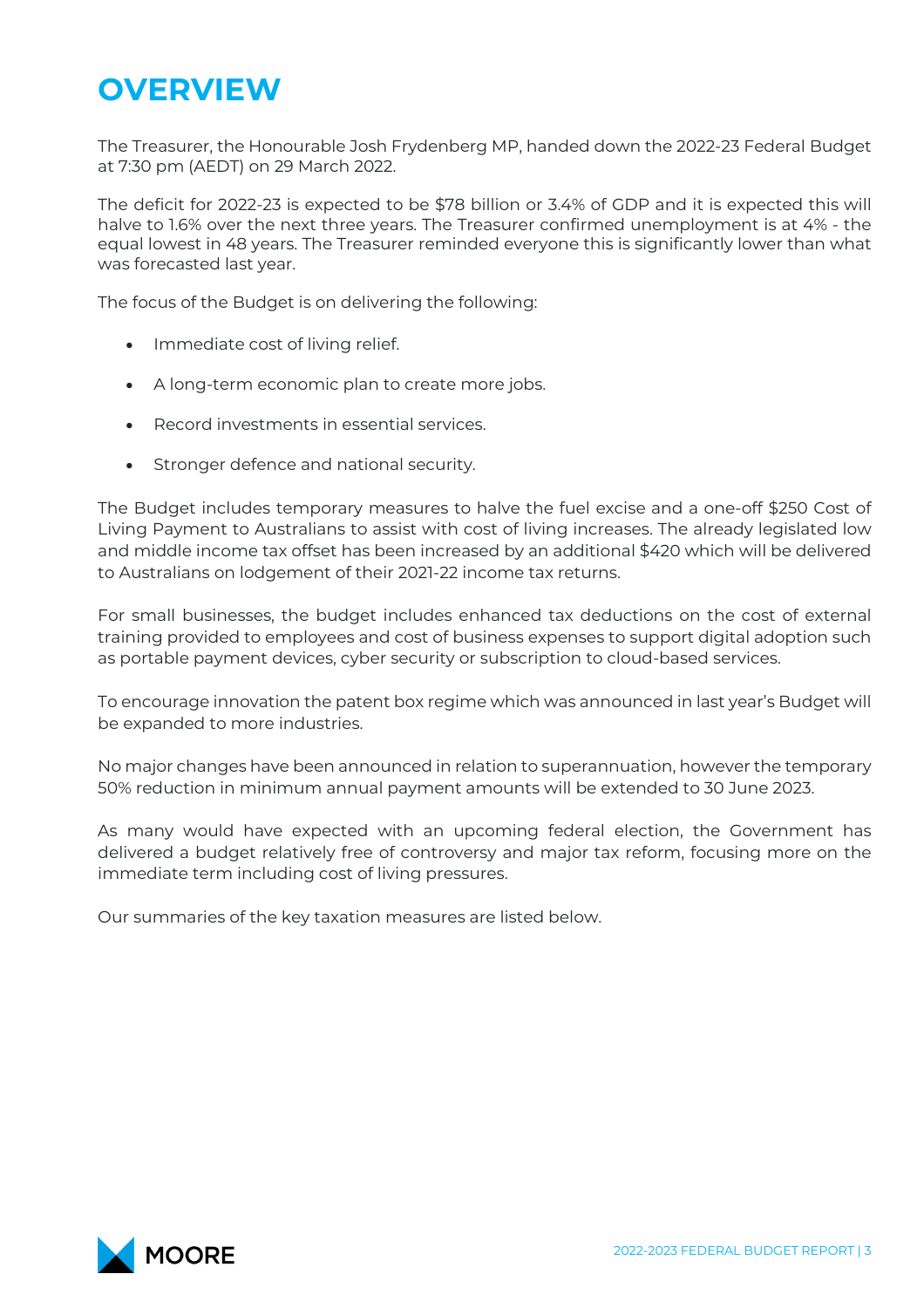# OVERVIEW

The Treasurer, the Honourable Josh Frydenberg MP, handed down the 2022-23 Federal Budget at 7:30 pm (AEDT) on 29 March 2022.

The deficit for 2022-23 is expected to be $78 billion or 3.4% of GDP and it is expected this will halve to 1.6% over the next three years. The Treasurer confirmed unemployment is at 4% - the equal lowest in 48 years. The Treasurer reminded everyone this is significantly lower than what was forecasted last year.

The focus of the Budget is on delivering the following:

- Immediate cost of living relief.
- A long-term economic plan to create more jobs.
- Record investments in essential services.
- Stronger defence and national security.

The Budget includes temporary measures to halve the fuel excise and a one-off $250 Cost of Living Payment to Australians to assist with cost of living increases. The already legislated low and middle income tax offset has been increased by an additional $420 which will be delivered to Australians on lodgement of their 2021-22 income tax returns.

For small businesses, the budget includes enhanced tax deductions on the cost of external training provided to employees and cost of business expenses to support digital adoption such as portable payment devices, cyber security or subscription to cloud-based services.

To encourage innovation the patent box regime which was announced in last year's Budget will be expanded to more industries.

No major changes have been announced in relation to superannuation, however the temporary 50% reduction in minimum annual payment amounts will be extended to 30 June 2023.

As many would have expected with an upcoming federal election, the Government has delivered a budget relatively free of controversy and major tax reform, focusing more on the immediate term including cost of living pressures.

Our summaries of the key taxation measures are listed below.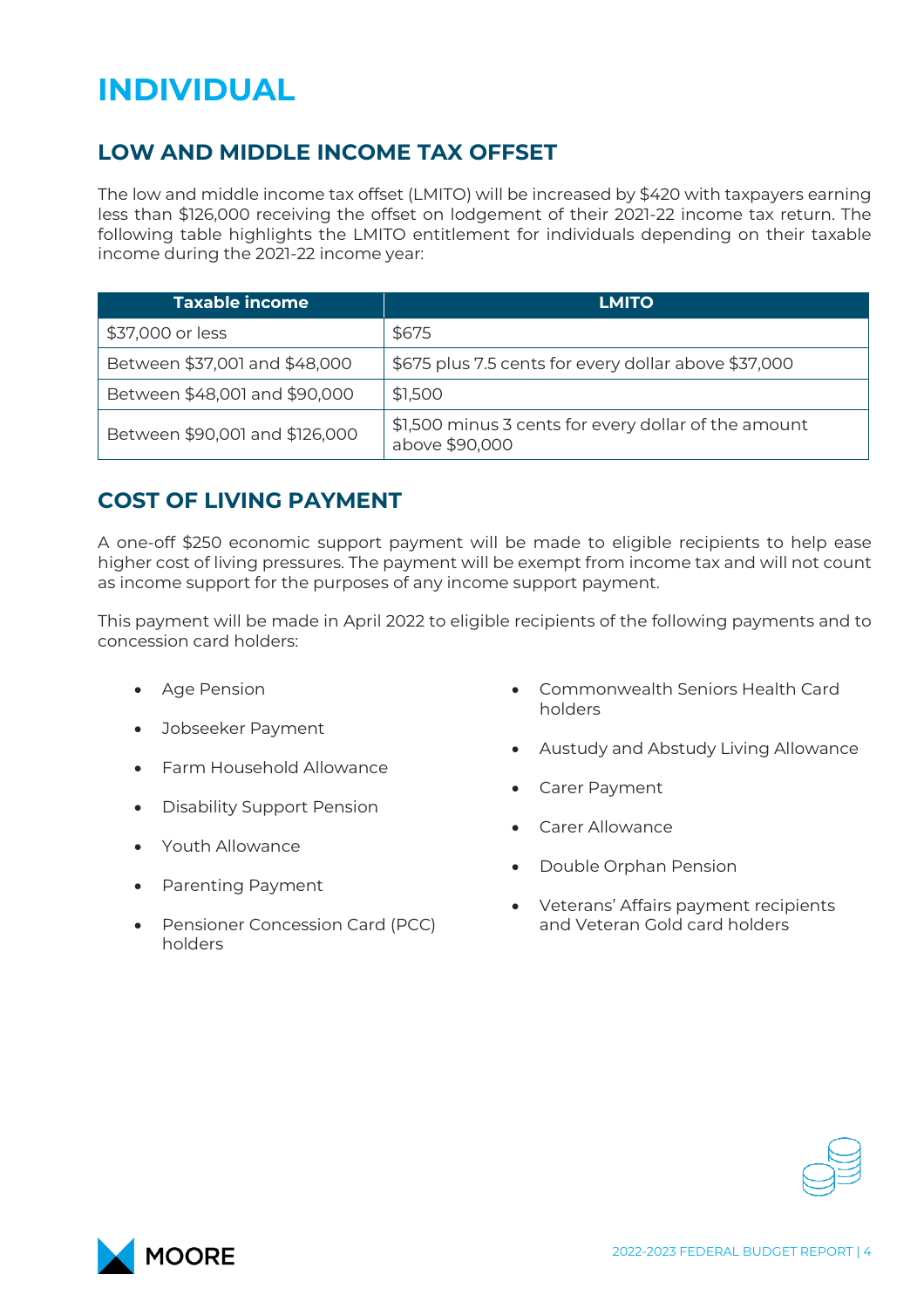# INDIVIDUAL

## LOW AND MIDDLE INCOME TAX OFFSET

The low and middle income tax offset (LMITO) will be increased by $420 with taxpayers earning less than $126,000 receiving the offset on lodgement of their 2021-22 income tax return. The following table highlights the LMITO entitlement for individuals depending on their taxable income during the 2021-22 income year:

| Taxable income | LMITO |
|---|---|
| $37,000 or less | $675 |
| Between $37,001 and $48,000 | $675 plus 7.5 cents for every dollar above $37,000 |
| Between $48,001 and $90,000 | $1,500 |
| Between $90,001 and $126,000 | $1,500 minus 3 cents for every dollar of the amount above $90,000 |

## COST OF LIVING PAYMENT

A one-off $250 economic support payment will be made to eligible recipients to help ease higher cost of living pressures. The payment will be exempt from income tax and will not count as income support for the purposes of any income support payment.

This payment will be made in April 2022 to eligible recipients of the following payments and to concession card holders:

- Age Pension
- Jobseeker Payment
- Farm Household Allowance
- Disability Support Pension
- Youth Allowance
- Parenting Payment
- Pensioner Concession Card (PCC) holders
- Commonwealth Seniors Health Card holders
- Austudy and Abstudy Living Allowance
- Carer Payment
- Carer Allowance
- Double Orphan Pension
- Veterans' Affairs payment recipients and Veteran Gold card holders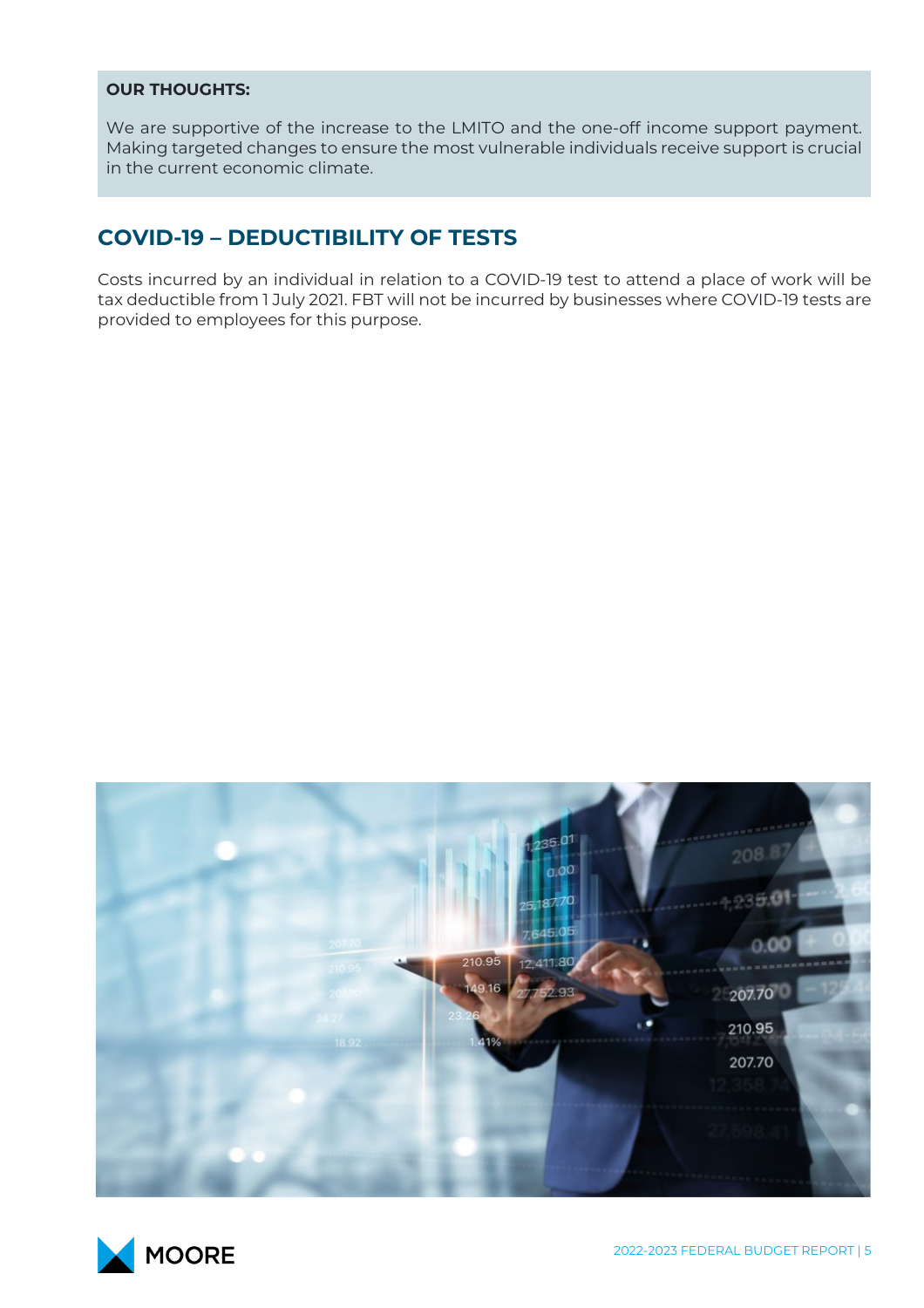**OUR THOUGHTS:**

We are supportive of the increase to the LMITO and the one-off income support payment. Making targeted changes to ensure the most vulnerable individuals receive support is crucial in the current economic climate.

## COVID-19 – DEDUCTIBILITY OF TESTS

Costs incurred by an individual in relation to a COVID-19 test to attend a place of work will be tax deductible from 1 July 2021. FBT will not be incurred by businesses where COVID-19 tests are provided to employees for this purpose.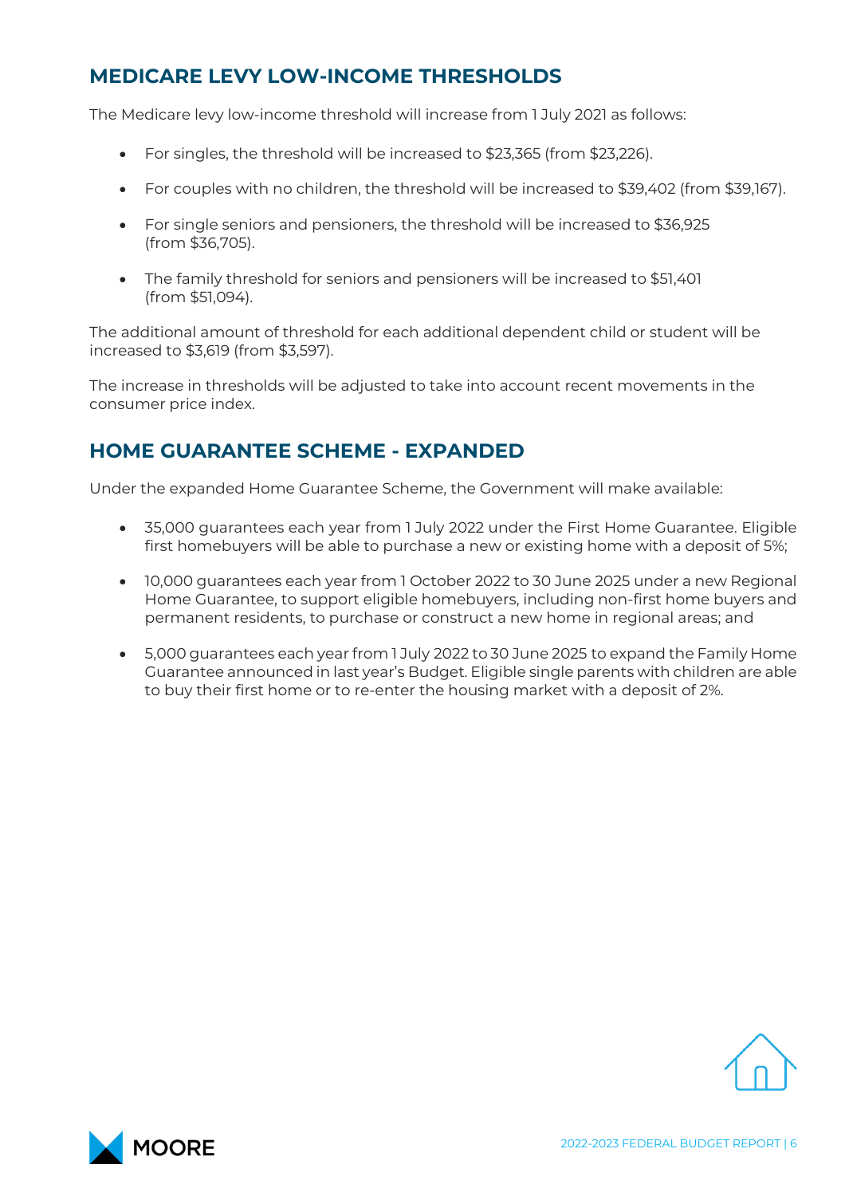## MEDICARE LEVY LOW-INCOME THRESHOLDS

The Medicare levy low-income threshold will increase from 1 July 2021 as follows:

- For singles, the threshold will be increased to $23,365 (from $23,226).
- For couples with no children, the threshold will be increased to $39,402 (from $39,167).
- For single seniors and pensioners, the threshold will be increased to $36,925 (from $36,705).
- The family threshold for seniors and pensioners will be increased to $51,401 (from $51,094).

The additional amount of threshold for each additional dependent child or student will be increased to $3,619 (from $3,597).

The increase in thresholds will be adjusted to take into account recent movements in the consumer price index.

## HOME GUARANTEE SCHEME - EXPANDED

Under the expanded Home Guarantee Scheme, the Government will make available:

- 35,000 guarantees each year from 1 July 2022 under the First Home Guarantee. Eligible first homebuyers will be able to purchase a new or existing home with a deposit of 5%;
- 10,000 guarantees each year from 1 October 2022 to 30 June 2025 under a new Regional Home Guarantee, to support eligible homebuyers, including non-first home buyers and permanent residents, to purchase or construct a new home in regional areas; and
- 5,000 guarantees each year from 1 July 2022 to 30 June 2025 to expand the Family Home Guarantee announced in last year's Budget. Eligible single parents with children are able to buy their first home or to re-enter the housing market with a deposit of 2%.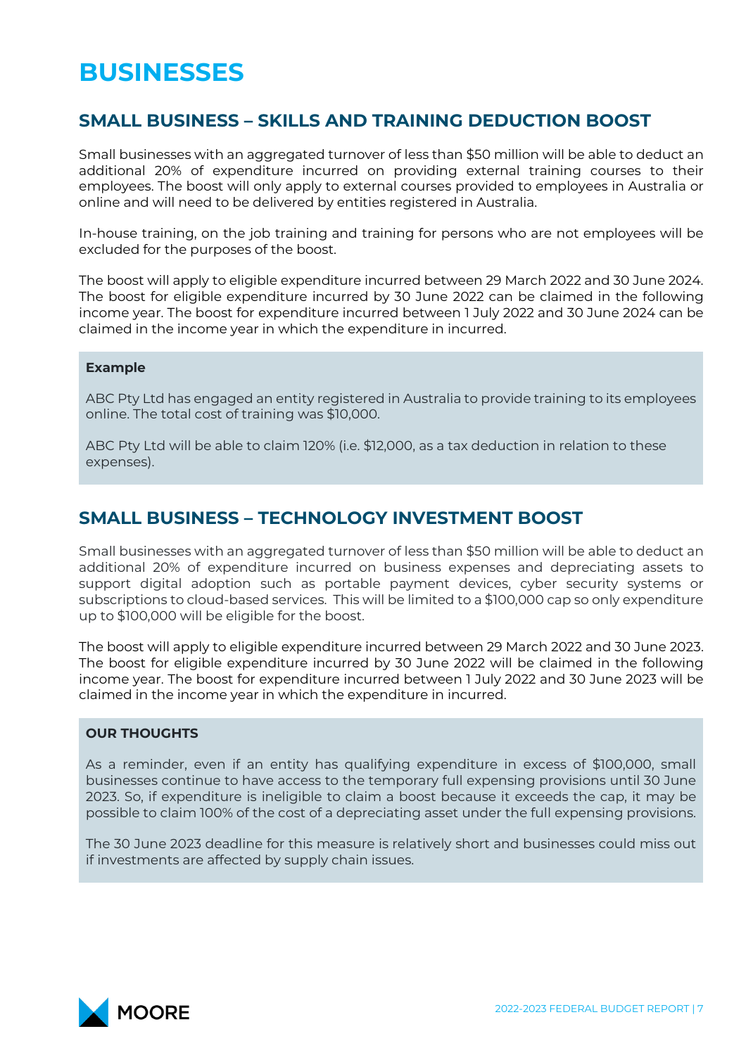# BUSINESSES

## SMALL BUSINESS – SKILLS AND TRAINING DEDUCTION BOOST

Small businesses with an aggregated turnover of less than $50 million will be able to deduct an additional 20% of expenditure incurred on providing external training courses to their employees. The boost will only apply to external courses provided to employees in Australia or online and will need to be delivered by entities registered in Australia.

In-house training, on the job training and training for persons who are not employees will be excluded for the purposes of the boost.

The boost will apply to eligible expenditure incurred between 29 March 2022 and 30 June 2024. The boost for eligible expenditure incurred by 30 June 2022 can be claimed in the following income year. The boost for expenditure incurred between 1 July 2022 and 30 June 2024 can be claimed in the income year in which the expenditure in incurred.

**Example**

ABC Pty Ltd has engaged an entity registered in Australia to provide training to its employees online. The total cost of training was $10,000.

ABC Pty Ltd will be able to claim 120% (i.e. $12,000, as a tax deduction in relation to these expenses).

## SMALL BUSINESS – TECHNOLOGY INVESTMENT BOOST

Small businesses with an aggregated turnover of less than $50 million will be able to deduct an additional 20% of expenditure incurred on business expenses and depreciating assets to support digital adoption such as portable payment devices, cyber security systems or subscriptions to cloud-based services. This will be limited to a $100,000 cap so only expenditure up to $100,000 will be eligible for the boost.

The boost will apply to eligible expenditure incurred between 29 March 2022 and 30 June 2023. The boost for eligible expenditure incurred by 30 June 2022 will be claimed in the following income year. The boost for expenditure incurred between 1 July 2022 and 30 June 2023 will be claimed in the income year in which the expenditure in incurred.

**OUR THOUGHTS**

As a reminder, even if an entity has qualifying expenditure in excess of $100,000, small businesses continue to have access to the temporary full expensing provisions until 30 June 2023. So, if expenditure is ineligible to claim a boost because it exceeds the cap, it may be possible to claim 100% of the cost of a depreciating asset under the full expensing provisions.

The 30 June 2023 deadline for this measure is relatively short and businesses could miss out if investments are affected by supply chain issues.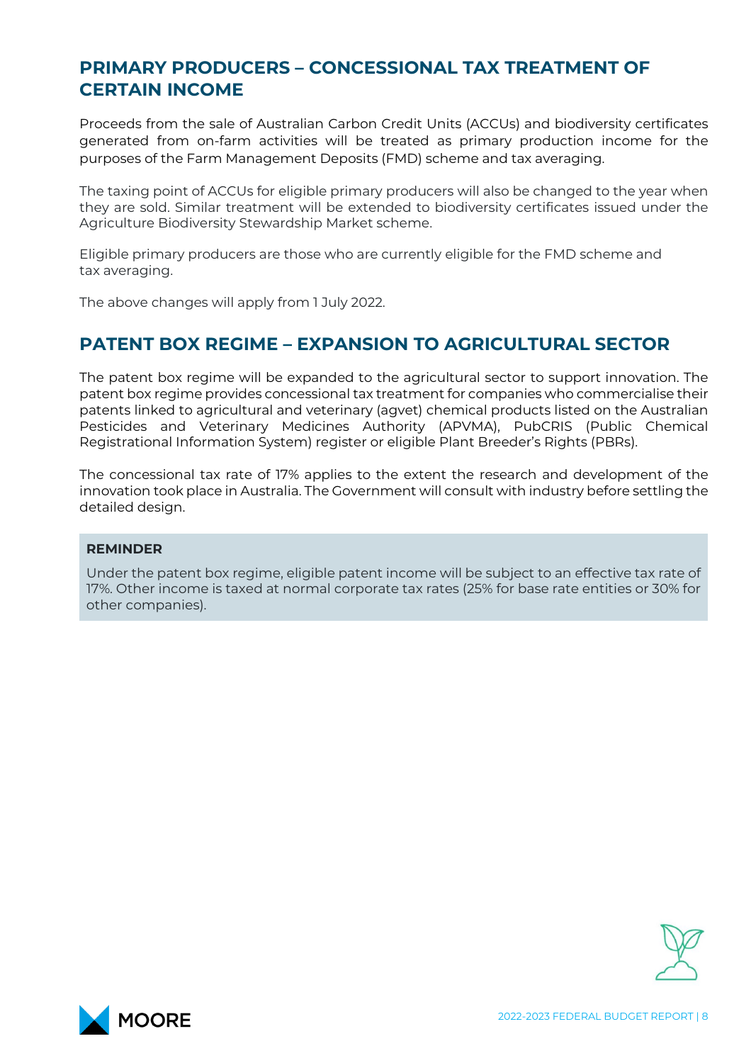## PRIMARY PRODUCERS – CONCESSIONAL TAX TREATMENT OF CERTAIN INCOME

Proceeds from the sale of Australian Carbon Credit Units (ACCUs) and biodiversity certificates generated from on-farm activities will be treated as primary production income for the purposes of the Farm Management Deposits (FMD) scheme and tax averaging.

The taxing point of ACCUs for eligible primary producers will also be changed to the year when they are sold. Similar treatment will be extended to biodiversity certificates issued under the Agriculture Biodiversity Stewardship Market scheme.

Eligible primary producers are those who are currently eligible for the FMD scheme and tax averaging.

The above changes will apply from 1 July 2022.

## PATENT BOX REGIME – EXPANSION TO AGRICULTURAL SECTOR

The patent box regime will be expanded to the agricultural sector to support innovation. The patent box regime provides concessional tax treatment for companies who commercialise their patents linked to agricultural and veterinary (agvet) chemical products listed on the Australian Pesticides and Veterinary Medicines Authority (APVMA), PubCRIS (Public Chemical Registrational Information System) register or eligible Plant Breeder's Rights (PBRs).

The concessional tax rate of 17% applies to the extent the research and development of the innovation took place in Australia. The Government will consult with industry before settling the detailed design.

**REMINDER**

Under the patent box regime, eligible patent income will be subject to an effective tax rate of 17%. Other income is taxed at normal corporate tax rates (25% for base rate entities or 30% for other companies).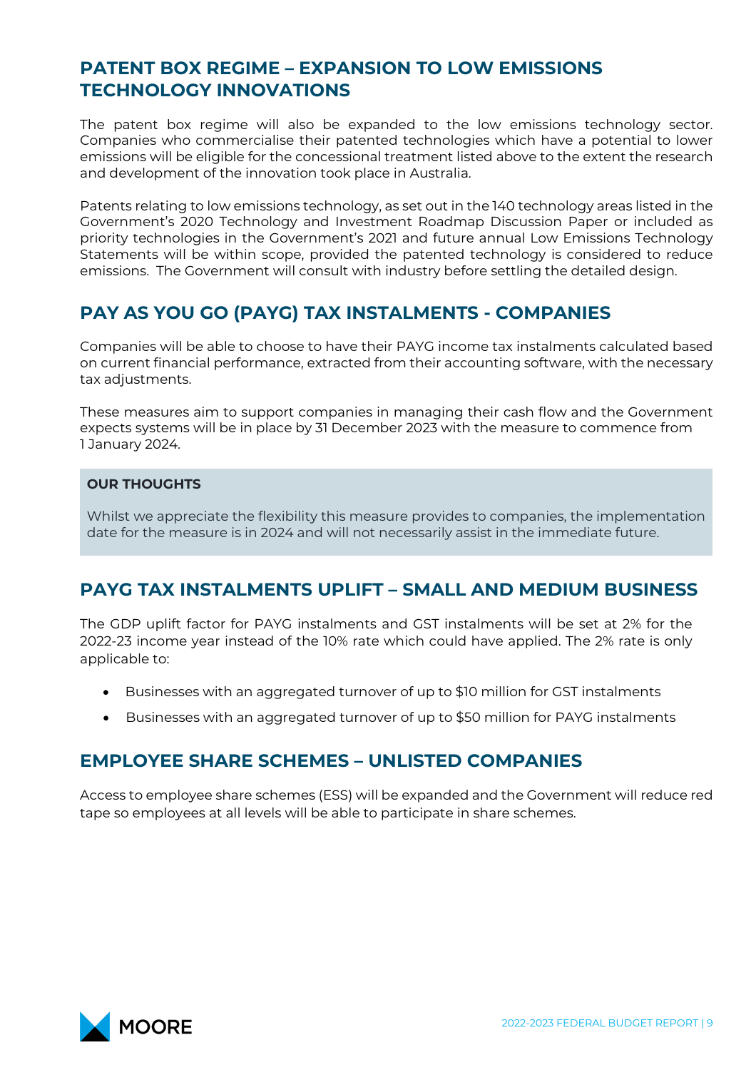## PATENT BOX REGIME – EXPANSION TO LOW EMISSIONS TECHNOLOGY INNOVATIONS

The patent box regime will also be expanded to the low emissions technology sector. Companies who commercialise their patented technologies which have a potential to lower emissions will be eligible for the concessional treatment listed above to the extent the research and development of the innovation took place in Australia.

Patents relating to low emissions technology, as set out in the 140 technology areas listed in the Government's 2020 Technology and Investment Roadmap Discussion Paper or included as priority technologies in the Government's 2021 and future annual Low Emissions Technology Statements will be within scope, provided the patented technology is considered to reduce emissions. The Government will consult with industry before settling the detailed design.

## PAY AS YOU GO (PAYG) TAX INSTALMENTS - COMPANIES

Companies will be able to choose to have their PAYG income tax instalments calculated based on current financial performance, extracted from their accounting software, with the necessary tax adjustments.

These measures aim to support companies in managing their cash flow and the Government expects systems will be in place by 31 December 2023 with the measure to commence from 1 January 2024.

**OUR THOUGHTS**

Whilst we appreciate the flexibility this measure provides to companies, the implementation date for the measure is in 2024 and will not necessarily assist in the immediate future.

## PAYG TAX INSTALMENTS UPLIFT – SMALL AND MEDIUM BUSINESS

The GDP uplift factor for PAYG instalments and GST instalments will be set at 2% for the 2022-23 income year instead of the 10% rate which could have applied. The 2% rate is only applicable to:

- Businesses with an aggregated turnover of up to $10 million for GST instalments
- Businesses with an aggregated turnover of up to $50 million for PAYG instalments

## EMPLOYEE SHARE SCHEMES – UNLISTED COMPANIES

Access to employee share schemes (ESS) will be expanded and the Government will reduce red tape so employees at all levels will be able to participate in share schemes.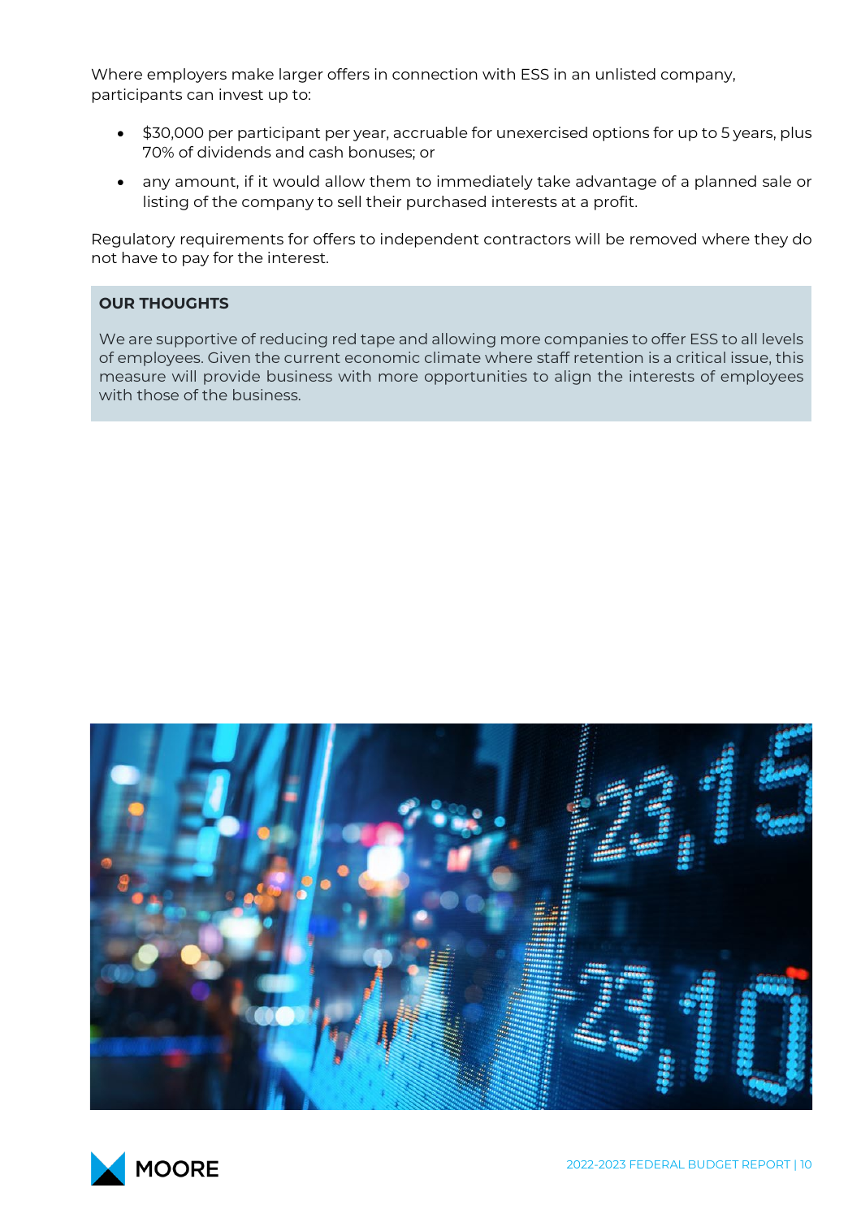Where employers make larger offers in connection with ESS in an unlisted company, participants can invest up to:

- $30,000 per participant per year, accruable for unexercised options for up to 5 years, plus 70% of dividends and cash bonuses; or
- any amount, if it would allow them to immediately take advantage of a planned sale or listing of the company to sell their purchased interests at a profit.

Regulatory requirements for offers to independent contractors will be removed where they do not have to pay for the interest.

**OUR THOUGHTS**

We are supportive of reducing red tape and allowing more companies to offer ESS to all levels of employees. Given the current economic climate where staff retention is a critical issue, this measure will provide business with more opportunities to align the interests of employees with those of the business.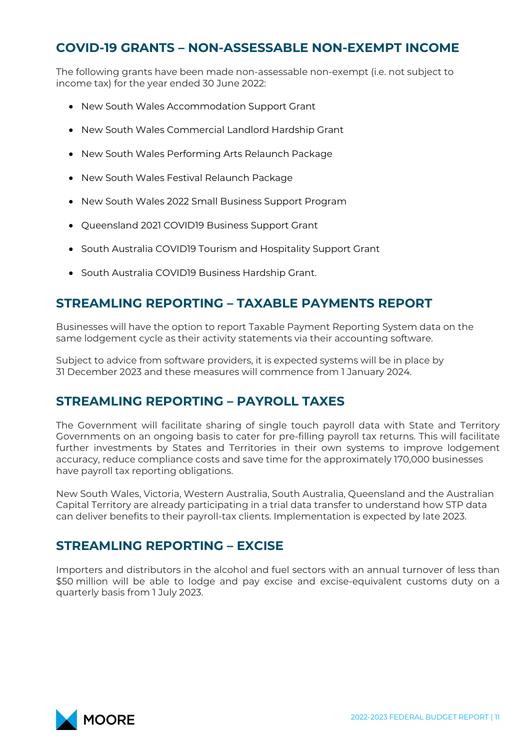## COVID-19 GRANTS – NON-ASSESSABLE NON-EXEMPT INCOME

The following grants have been made non-assessable non-exempt (i.e. not subject to income tax) for the year ended 30 June 2022:

- New South Wales Accommodation Support Grant
- New South Wales Commercial Landlord Hardship Grant
- New South Wales Performing Arts Relaunch Package
- New South Wales Festival Relaunch Package
- New South Wales 2022 Small Business Support Program
- Queensland 2021 COVID19 Business Support Grant
- South Australia COVID19 Tourism and Hospitality Support Grant
- South Australia COVID19 Business Hardship Grant.

## STREAMLING REPORTING – TAXABLE PAYMENTS REPORT

Businesses will have the option to report Taxable Payment Reporting System data on the same lodgement cycle as their activity statements via their accounting software.

Subject to advice from software providers, it is expected systems will be in place by 31 December 2023 and these measures will commence from 1 January 2024.

## STREAMLING REPORTING – PAYROLL TAXES

The Government will facilitate sharing of single touch payroll data with State and Territory Governments on an ongoing basis to cater for pre-filling payroll tax returns. This will facilitate further investments by States and Territories in their own systems to improve lodgement accuracy, reduce compliance costs and save time for the approximately 170,000 businesses have payroll tax reporting obligations.

New South Wales, Victoria, Western Australia, South Australia, Queensland and the Australian Capital Territory are already participating in a trial data transfer to understand how STP data can deliver benefits to their payroll-tax clients. Implementation is expected by late 2023.

## STREAMLING REPORTING – EXCISE

Importers and distributors in the alcohol and fuel sectors with an annual turnover of less than $50 million will be able to lodge and pay excise and excise-equivalent customs duty on a quarterly basis from 1 July 2023.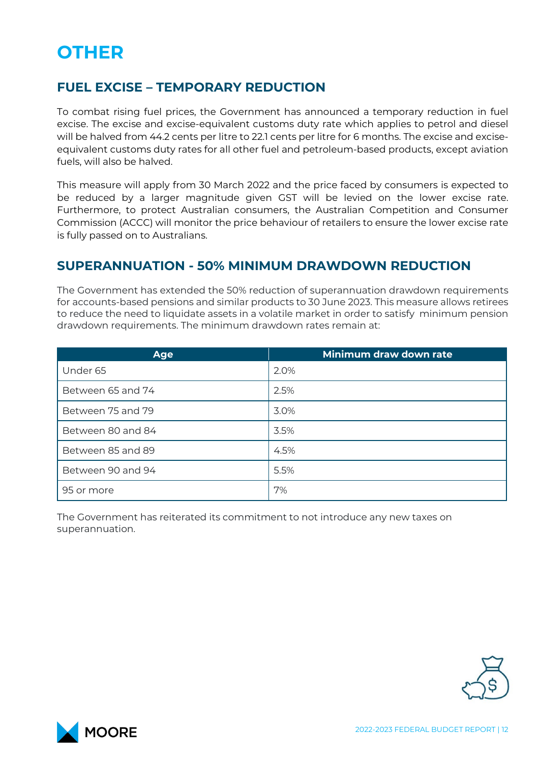# OTHER

## FUEL EXCISE – TEMPORARY REDUCTION

To combat rising fuel prices, the Government has announced a temporary reduction in fuel excise. The excise and excise-equivalent customs duty rate which applies to petrol and diesel will be halved from 44.2 cents per litre to 22.1 cents per litre for 6 months. The excise and excise-equivalent customs duty rates for all other fuel and petroleum-based products, except aviation fuels, will also be halved.

This measure will apply from 30 March 2022 and the price faced by consumers is expected to be reduced by a larger magnitude given GST will be levied on the lower excise rate. Furthermore, to protect Australian consumers, the Australian Competition and Consumer Commission (ACCC) will monitor the price behaviour of retailers to ensure the lower excise rate is fully passed on to Australians.

## SUPERANNUATION - 50% MINIMUM DRAWDOWN REDUCTION

The Government has extended the 50% reduction of superannuation drawdown requirements for accounts-based pensions and similar products to 30 June 2023. This measure allows retirees to reduce the need to liquidate assets in a volatile market in order to satisfy minimum pension drawdown requirements. The minimum drawdown rates remain at:

| Age | Minimum draw down rate |
|---|---|
| Under 65 | 2.0% |
| Between 65 and 74 | 2.5% |
| Between 75 and 79 | 3.0% |
| Between 80 and 84 | 3.5% |
| Between 85 and 89 | 4.5% |
| Between 90 and 94 | 5.5% |
| 95 or more | 7% |

The Government has reiterated its commitment to not introduce any new taxes on superannuation.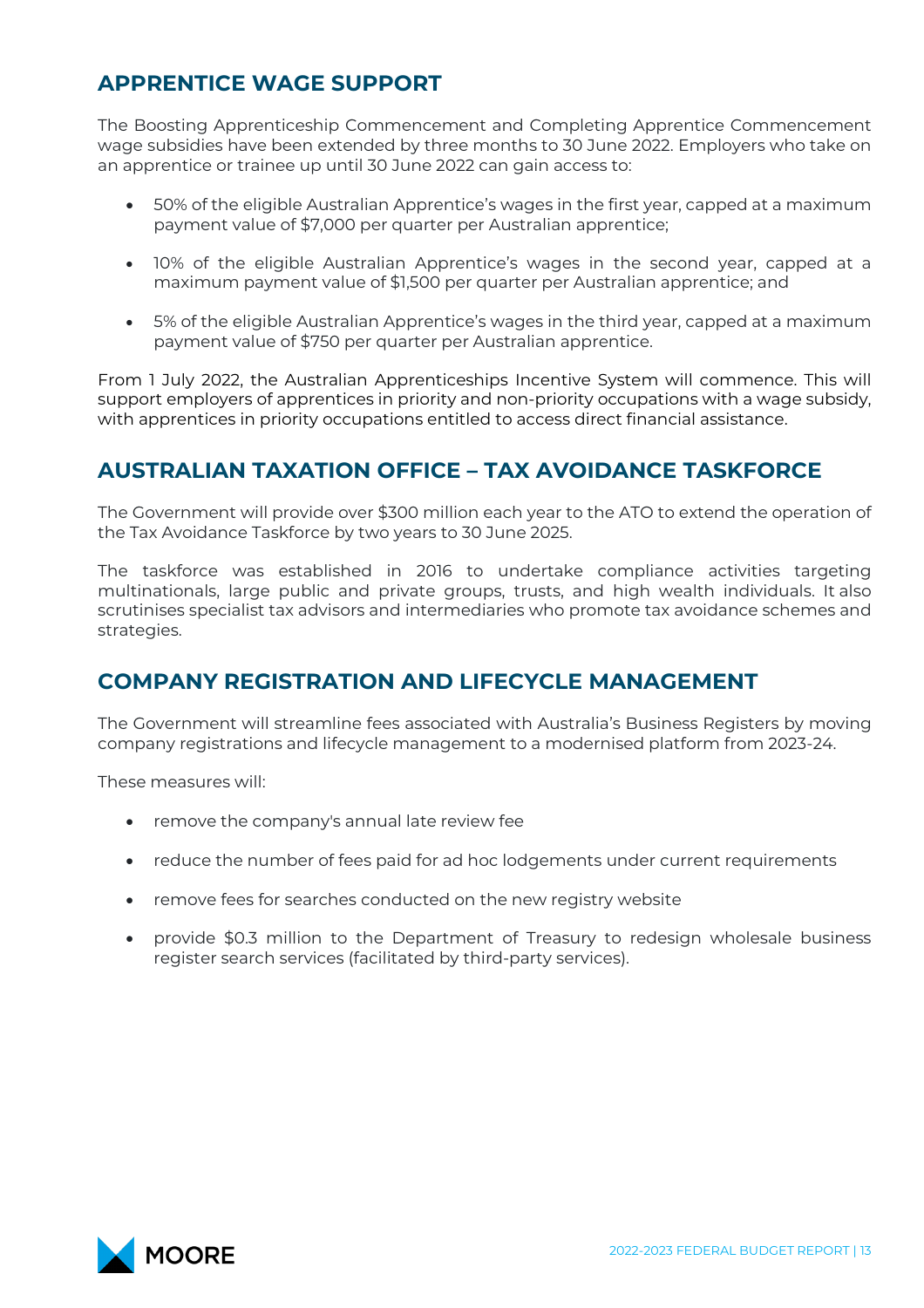## APPRENTICE WAGE SUPPORT

The Boosting Apprenticeship Commencement and Completing Apprentice Commencement wage subsidies have been extended by three months to 30 June 2022. Employers who take on an apprentice or trainee up until 30 June 2022 can gain access to:

- 50% of the eligible Australian Apprentice's wages in the first year, capped at a maximum payment value of $7,000 per quarter per Australian apprentice;
- 10% of the eligible Australian Apprentice's wages in the second year, capped at a maximum payment value of $1,500 per quarter per Australian apprentice; and
- 5% of the eligible Australian Apprentice's wages in the third year, capped at a maximum payment value of $750 per quarter per Australian apprentice.

From 1 July 2022, the Australian Apprenticeships Incentive System will commence. This will support employers of apprentices in priority and non-priority occupations with a wage subsidy, with apprentices in priority occupations entitled to access direct financial assistance.

## AUSTRALIAN TAXATION OFFICE – TAX AVOIDANCE TASKFORCE

The Government will provide over $300 million each year to the ATO to extend the operation of the Tax Avoidance Taskforce by two years to 30 June 2025.

The taskforce was established in 2016 to undertake compliance activities targeting multinationals, large public and private groups, trusts, and high wealth individuals. It also scrutinises specialist tax advisors and intermediaries who promote tax avoidance schemes and strategies.

## COMPANY REGISTRATION AND LIFECYCLE MANAGEMENT

The Government will streamline fees associated with Australia's Business Registers by moving company registrations and lifecycle management to a modernised platform from 2023-24.

These measures will:

- remove the company's annual late review fee
- reduce the number of fees paid for ad hoc lodgements under current requirements
- remove fees for searches conducted on the new registry website
- provide $0.3 million to the Department of Treasury to redesign wholesale business register search services (facilitated by third-party services).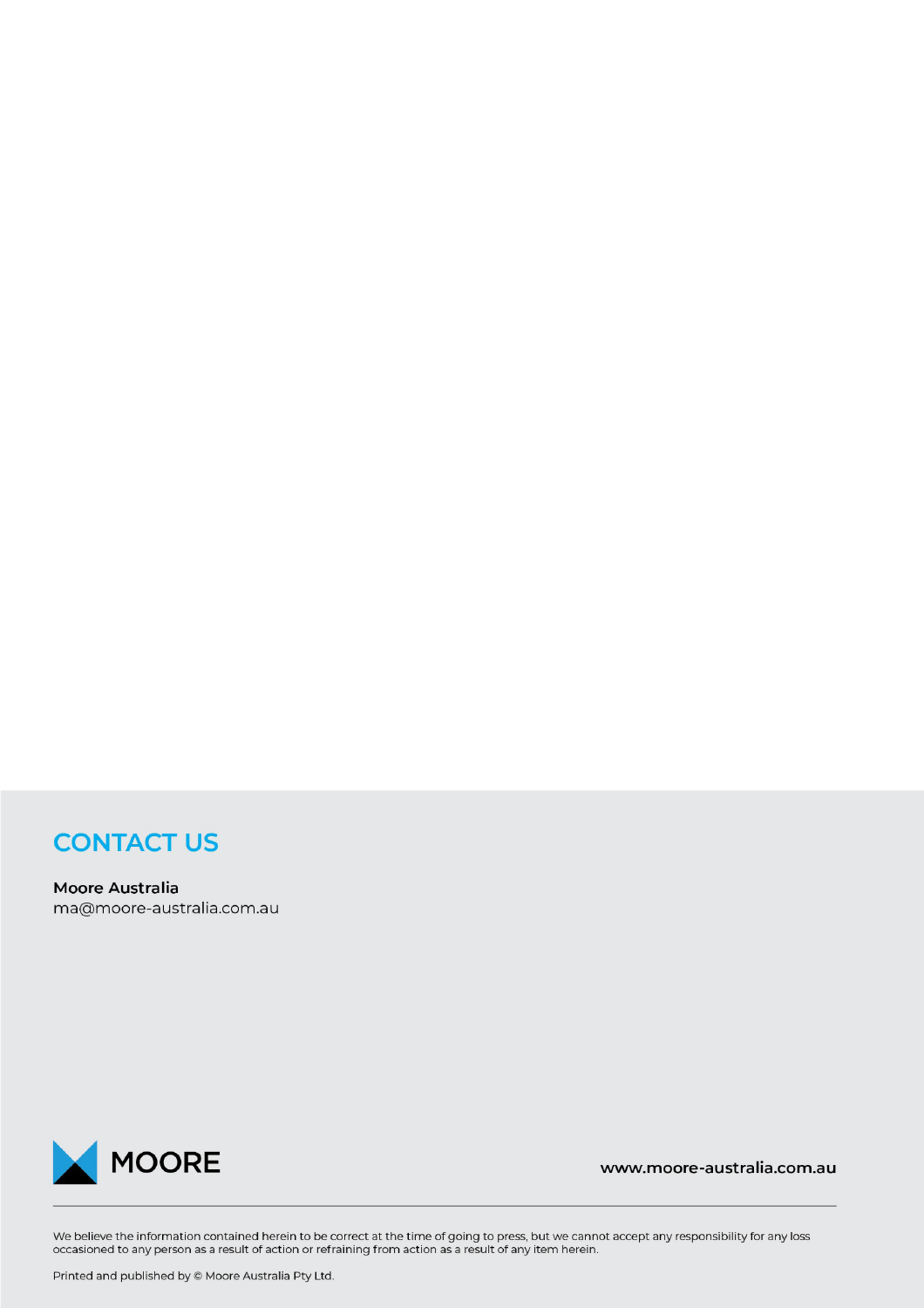## CONTACT US

**Moore Australia**
ma@moore-australia.com.au

MOORE

www.moore-australia.com.au

We believe the information contained herein to be correct at the time of going to press, but we cannot accept any responsibility for any loss occasioned to any person as a result of action or refraining from action as a result of any item herein.

Printed and published by © Moore Australia Pty Ltd.